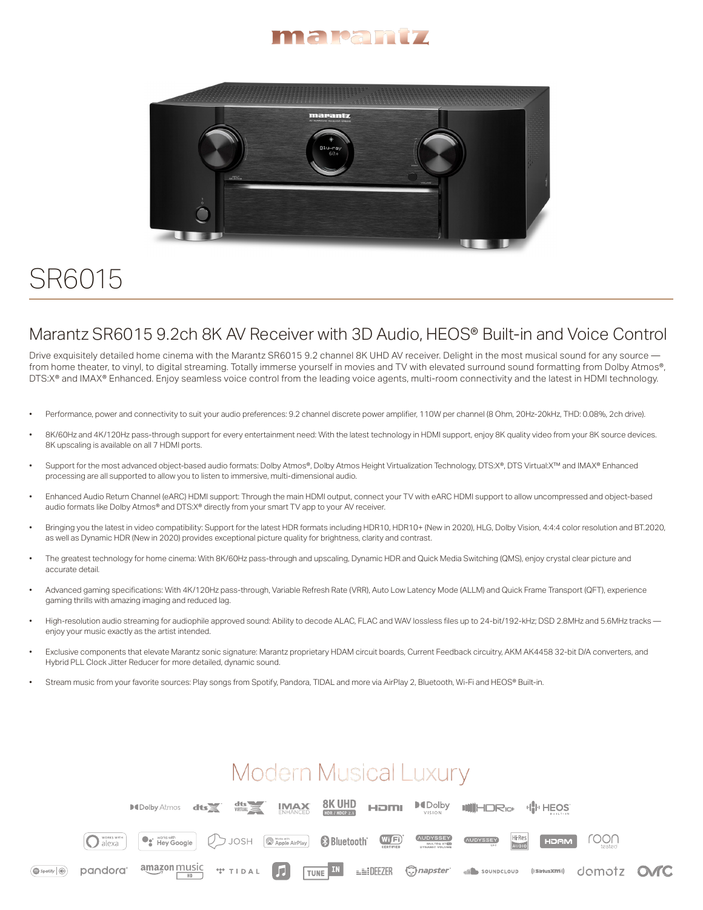# SR6015

## Marantz SR6015 9.2ch 8K AV Receiver with 3D Audio, HEOS® Built-in and Voice Control

Drive exquisitely detailed home cinema with the Marantz SR6015 9.2 channel 8K UHD AV receiver. Delight in the most musical sound for any source — from home theater, to vinyl, to digital streaming. Totally immerse yourself in movies and TV with elevated surround sound formatting from Dolby Atmos®, DTS:X® and IMAX® Enhanced. Enjoy seamless voice control from the leading voice agents, multi-room connectivity and the latest in HDMI technology.

- Performance, power and connectivity to suit your audio preferences: 9.2 channel discrete power amplifier, 110W per channel (8 Ohm, 20Hz-20kHz, THD: 0.08%, 2ch drive).
- 8K/60Hz and 4K/120Hz pass-through support for every entertainment need: With the latest technology in HDMI support, enjoy 8K quality video from your 8K source devices. 8K upscaling is available on all 7 HDMI ports.
- Support for the most advanced object-based audio formats: Dolby Atmos®, Dolby Atmos Height Virtualization Technology, DTS:X®, DTS Virtual:X™ and IMAX® Enhanced processing are all supported to allow you to listen to immersive, multi-dimensional audio.
- Enhanced Audio Return Channel (eARC) HDMI support: Through the main HDMI output, connect your TV with eARC HDMI support to allow uncompressed and object-based audio formats like Dolby Atmos® and DTS:X® directly from your smart TV app to your AV receiver.
- Bringing you the latest in video compatibility: Support for the latest HDR formats including HDR10, HDR10+ (New in 2020), HLG, Dolby Vision, 4:4:4 color resolution and BT.2020, as well as Dynamic HDR (New in 2020) provides exceptional picture quality for brightness, clarity and contrast.
- The greatest technology for home cinema: With 8K/60Hz pass-through and upscaling, Dynamic HDR and Quick Media Switching (QMS), enjoy crystal clear picture and accurate detail.
- Advanced gaming specifications: With 4K/120Hz pass-through, Variable Refresh Rate (VRR), Auto Low Latency Mode (ALLM) and Quick Frame Transport (QFT), experience gaming thrills with amazing imaging and reduced lag.
- High-resolution audio streaming for audiophile approved sound: Ability to decode ALAC, FLAC and WAV lossless files up to 24-bit/192-kHz; DSD 2.8MHz and 5.6MHz tracks — enjoy your music exactly as the artist intended.
- Exclusive components that elevate Marantz sonic signature: Marantz proprietary HDAM circuit boards, Current Feedback circuitry, AKM AK4458 32-bit D/A converters, and Hybrid PLL Clock Jitter Reducer for more detailed, dynamic sound.
- Stream music from your favorite sources: Play songs from Spotify, Pandora, TIDAL and more via AirPlay 2, Bluetooth, Wi-Fi and HEOS® Built-in.

Modern Musical Luxury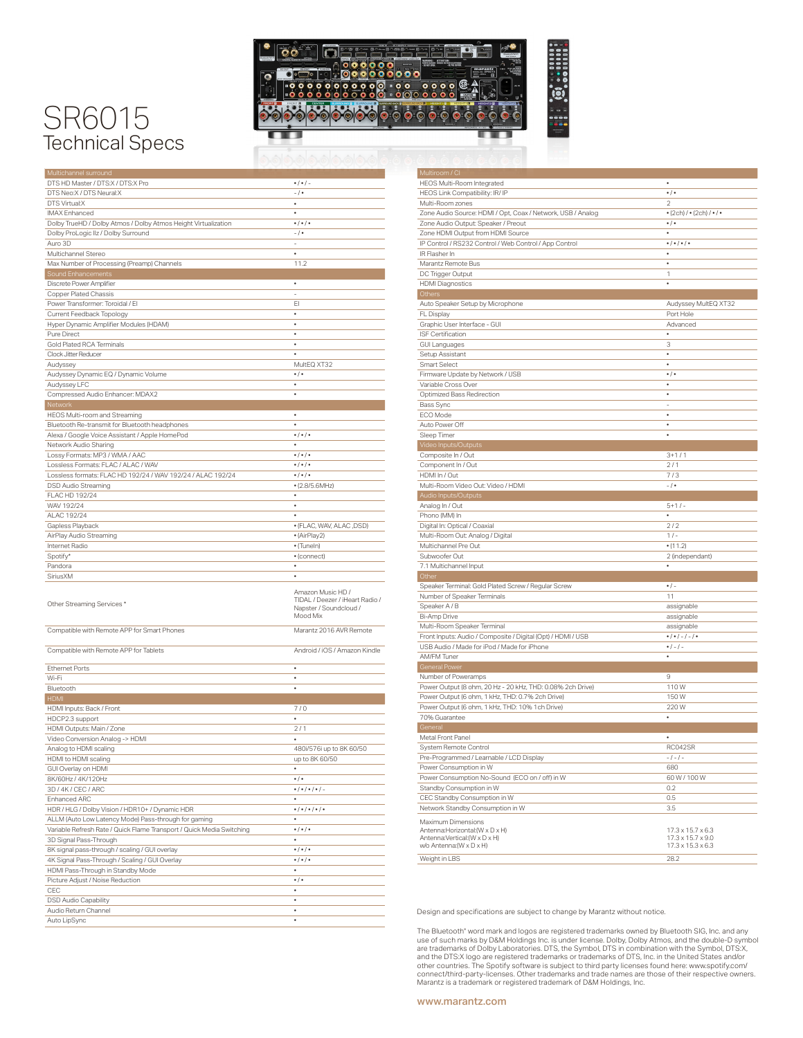# SR6015
## Technical Specs

| | |
|---|---|
| **Multichannel surround** | |
| DTS HD Master / DTS:X / DTS:X Pro | • / • / - |
| DTS Neo:X / DTS Neural:X | - / • |
| DTS Virtual:X | • |
| IMAX Enhanced | • |
| Dolby TrueHD / Dolby Atmos / Dolby Atmos Height Virtualization | • / • / • |
| Dolby ProLogic IIz / Dolby Surround | - / • |
| Auro 3D | - |
| Multichannel Stereo | • |
| Max Number of Processing (Preamp) Channels | 11.2 |
| **Sound Enhancements** | |
| Discrete Power Amplifier | • |
| Copper Plated Chassis | - |
| Power Transformer: Toroidal / EI | EI |
| Current Feedback Topology | • |
| Hyper Dynamic Amplifier Modules (HDAM) | • |
| Pure Direct | • |
| Gold Plated RCA Terminals | • |
| Clock Jitter Reducer | • |
| Audyssey | MultEQ XT32 |
| Audyssey Dynamic EQ / Dynamic Volume | • / • |
| Audyssey LFC | • |
| Compressed Audio Enhancer: MDAX2 | • |
| **Network** | |
| HEOS Multi-room and Streaming | • |
| Bluetooth Re-transmit for Bluetooth headphones | • |
| Alexa / Google Voice Assistant / Apple HomePod | • / • / • |
| Network Audio Sharing | • |
| Lossy Formats: MP3 / WMA / AAC | • / • / • |
| Lossless Formats: FLAC / ALAC / WAV | • / • / • |
| Lossless formats: FLAC HD 192/24 / WAV 192/24 / ALAC 192/24 | • / • / • |
| DSD Audio Streaming | • (2.8/5.6MHz) |
| FLAC HD 192/24 | • |
| WAV 192/24 | • |
| ALAC 192/24 | • |
| Gapless Playback | • (FLAC, WAV, ALAC ,DSD) |
| AirPlay Audio Streaming | • (AirPlay2) |
| Internet Radio | • (TuneIn) |
| Spotify* | • (connect) |
| Pandora | • |
| SiriusXM | • |
| Other Streaming Services * | Amazon Music HD / TIDAL / Deezer / iHeart Radio / Napster / Soundcloud / Mood Mix |
| Compatible with Remote APP for Smart Phones | Marantz 2016 AVR Remote |
| Compatible with Remote APP for Tablets | Android / iOS / Amazon Kindle |
| Ethernet Ports | • |
| Wi-Fi | • |
| Bluetooth | • |
| **HDMI** | |
| HDMI Inputs: Back / Front | 7 / 0 |
| HDCP2.3 support | • |
| HDMI Outputs: Main / Zone | 2 / 1 |
| Video Conversion Analog -> HDMI | • |
| Analog to HDMI scaling | 480i/576i up to 8K 60/50 |
| HDMI to HDMI scaling | up to 8K 60/50 |
| GUI Overlay on HDMI | • |
| 8K/60Hz / 4K/120Hz | • / • |
| 3D / 4K / CEC / ARC | • / • / • / • / - |
| Enhanced ARC | • |
| HDR / HLG / Dolby Vision / HDR10+ / Dynamic HDR | • / • / • / • / • |
| ALLM (Auto Low Latency Mode) Pass-through for gaming | • |
| Variable Refresh Rate / Quick Frame Transport / Quick Media Switching | • / • / • |
| 3D Signal Pass-Through | • |
| 8K signal pass-through / scaling / GUI overlay | • / • / • |
| 4K Signal Pass-Through / Scaling / GUI Overlay | • / • / • |
| HDMI Pass-Through in Standby Mode | • |
| Picture Adjust / Noise Reduction | • / • |
| CEC | • |
| DSD Audio Capability | • |
| Audio Return Channel | • |
| Auto LipSync | • |

| | |
|---|---|
| **Multiroom / CI** | |
| HEOS Multi-Room Integrated | • |
| HEOS Link Compatibility: IR/ IP | • / • |
| Multi-Room zones | 2 |
| Zone Audio Source: HDMI / Opt, Coax / Network, USB / Analog | • (2ch) / • (2ch) / • / • |
| Zone Audio Output: Speaker / Preout | • / • |
| Zone HDMI Output from HDMI Source | • |
| IP Control / RS232 Control / Web Control / App Control | • / • / • / • |
| IR Flasher In | • |
| Marantz Remote Bus | • |
| DC Trigger Output | 1 |
| HDMI Diagnostics | • |
| **Others** | |
| Auto Speaker Setup by Microphone | Audyssey MultEQ XT32 |
| FL Display | Port Hole |
| Graphic User Interface - GUI | Advanced |
| ISF Certification | • |
| GUI Languages | 3 |
| Setup Assistant | • |
| Smart Select | • |
| Firmware Update by Network / USB | • / • |
| Variable Cross Over | • |
| Optimized Bass Redirection | • |
| Bass Sync | - |
| ECO Mode | • |
| Auto Power Off | • |
| Sleep Timer | • |
| **Video Inputs/Outputs** | |
| Composite In / Out | 3+1 / 1 |
| Component In / Out | 2 / 1 |
| HDMI In / Out | 7 / 3 |
| Multi-Room Video Out: Video / HDMI | - / • |
| **Audio Inputs/Outputs** | |
| Analog In / Out | 5+1 / - |
| Phono (MM) In | • |
| Digital In: Optical / Coaxial | 2 / 2 |
| Multi-Room Out: Analog / Digital | 1 / - |
| Multichannel Pre Out | • (11.2) |
| Subwoofer Out | 2 (independant) |
| 7.1 Multichannel Input | • |
| **Other** | |
| Speaker Terminal: Gold Plated Screw / Regular Screw | • / - |
| Number of Speaker Terminals | 11 |
| Speaker A / B | assignable |
| Bi-Amp Drive | assignable |
| Multi-Room Speaker Terminal | assignable |
| Front Inputs: Audio / Composite / Digital (Opt) / HDMI / USB | • / • / - / - / • |
| USB Audio / Made for iPod / Made for iPhone | • / - / - |
| AM/FM Tuner | • |
| **General Power** | |
| Number of Poweramps | 9 |
| Power Output (8 ohm, 20 Hz - 20 kHz, THD: 0.08% 2ch Drive) | 110 W |
| Power Output (6 ohm, 1 kHz, THD: 0.7% 2ch Drive) | 150 W |
| Power Output (6 ohm, 1 kHz, THD: 10% 1ch Drive) | 220 W |
| 70% Guarantee | • |
| **General** | |
| Metal Front Panel | • |
| System Remote Control | RC042SR |
| Pre-Programmed / Learnable / LCD Display | - / - / - |
| Power Consumption in W | 680 |
| Power Consumption No-Sound (ECO on / off) in W | 60 W / 100 W |
| Standby Consumption in W | 0.2 |
| CEC Standby Consumption in W | 0.5 |
| Network Standby Consumption in W | 3.5 |
| Maximum Dimensions<br>Antenna:Horizontal:(W x D x H)<br>Antenna:Vertical:(W x D x H)<br>w/o Antenna:(W x D x H) | <br>17.3 x 15.7 x 6.3<br>17.3 x 15.7 x 9.0<br>17.3 x 15.3 x 6.3 |
| Weight in LBS | 28.2 |

Design and specifications are subject to change by Marantz without notice.

The Bluetooth® word mark and logos are registered trademarks owned by Bluetooth SIG, Inc. and any use of such marks by D&M Holdings Inc. is under license. Dolby, Dolby Atmos, and the double-D symbol are trademarks of Dolby Laboratories. DTS, the Symbol, DTS in combination with the Symbol, DTS:X, and the DTS:X logo are registered trademarks or trademarks of DTS, Inc. in the United States and/or other countries. The Spotify software is subject to third party licenses found here: www.spotify.com/connect/third-party-licenses. Other trademarks and trade names are those of their respective owners. Marantz is a trademark or registered trademark of D&M Holdings, Inc.

www.marantz.com